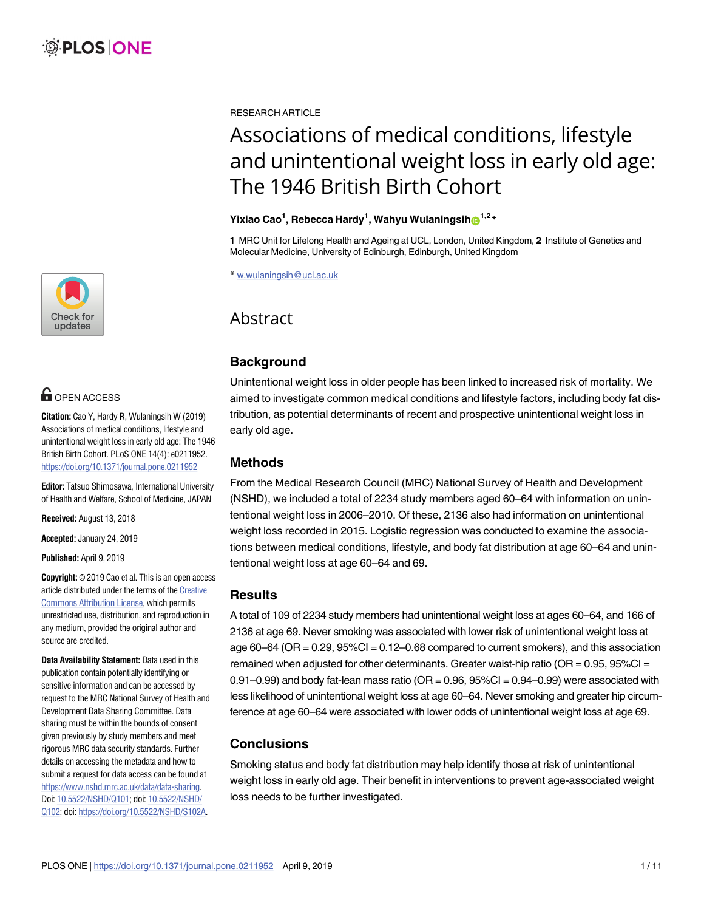RESEARCH ARTICLE

# Associations of medical conditions, lifestyle and unintentional weight loss in early old age: The 1946 British Birth Cohort

**Yixiao Cao[1], Rebecca Hardy[1], Wahyu Wulaningsih[1,2]***

**1** MRC Unit for Lifelong Health and Ageing at UCL, London, United Kingdom, **2** Institute of Genetics and Molecular Medicine, University of Edinburgh, Edinburgh, United Kingdom

* w.wulaningsih@ucl.ac.uk

OPEN ACCESS

**Citation:** Cao Y, Hardy R, Wulaningsih W (2019) Associations of medical conditions, lifestyle and unintentional weight loss in early old age: The 1946 British Birth Cohort. PLoS ONE 14(4): e0211952. https://doi.org/10.1371/journal.pone.0211952

**Editor:** Tatsuo Shimosawa, International University of Health and Welfare, School of Medicine, JAPAN

**Received:** August 13, 2018

**Accepted:** January 24, 2019

**Published:** April 9, 2019

**Copyright:** © 2019 Cao et al. This is an open access article distributed under the terms of the Creative Commons Attribution License, which permits unrestricted use, distribution, and reproduction in any medium, provided the original author and source are credited.

**Data Availability Statement:** Data used in this publication contain potentially identifying or sensitive information and can be accessed by request to the MRC National Survey of Health and Development Data Sharing Committee. Data sharing must be within the bounds of consent given previously by study members and meet rigorous MRC data security standards. Further details on accessing the metadata and how to submit a request for data access can be found at https://www.nshd.mrc.ac.uk/data/data-sharing. Doi: 10.5522/NSHD/Q101; doi: 10.5522/NSHD/Q102; doi: https://doi.org/10.5522/NSHD/S102A.

## Abstract

### Background

Unintentional weight loss in older people has been linked to increased risk of mortality. We aimed to investigate common medical conditions and lifestyle factors, including body fat distribution, as potential determinants of recent and prospective unintentional weight loss in early old age.

### Methods

From the Medical Research Council (MRC) National Survey of Health and Development (NSHD), we included a total of 2234 study members aged 60–64 with information on unintentional weight loss in 2006–2010. Of these, 2136 also had information on unintentional weight loss recorded in 2015. Logistic regression was conducted to examine the associations between medical conditions, lifestyle, and body fat distribution at age 60–64 and unintentional weight loss at age 60–64 and 69.

### Results

A total of 109 of 2234 study members had unintentional weight loss at ages 60–64, and 166 of 2136 at age 69. Never smoking was associated with lower risk of unintentional weight loss at age 60–64 (OR = 0.29, 95%CI = 0.12–0.68 compared to current smokers), and this association remained when adjusted for other determinants. Greater waist-hip ratio (OR = 0.95, 95%CI = 0.91–0.99) and body fat-lean mass ratio (OR = 0.96, 95%CI = 0.94–0.99) were associated with less likelihood of unintentional weight loss at age 60–64. Never smoking and greater hip circumference at age 60–64 were associated with lower odds of unintentional weight loss at age 69.

### Conclusions

Smoking status and body fat distribution may help identify those at risk of unintentional weight loss in early old age. Their benefit in interventions to prevent age-associated weight loss needs to be further investigated.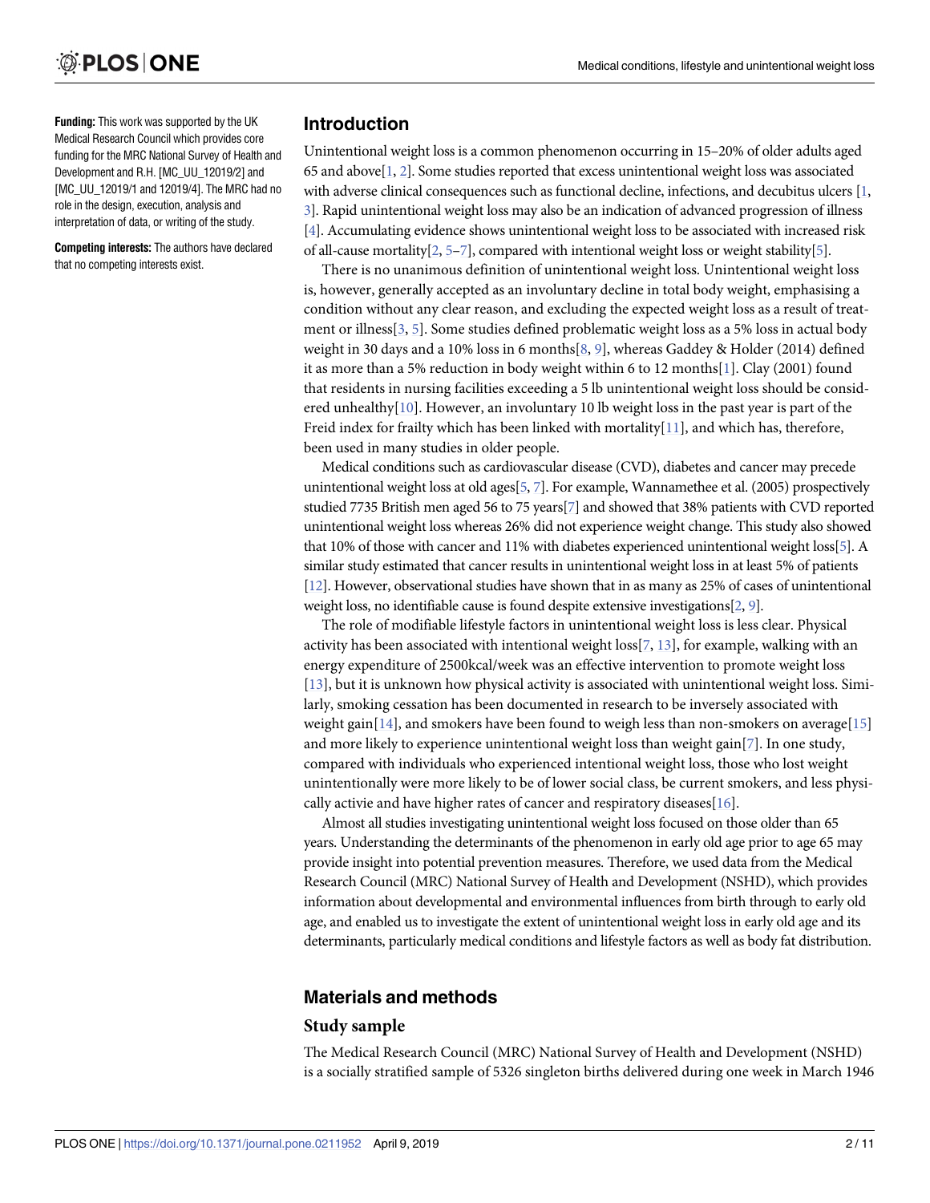**Funding:** This work was supported by the UK Medical Research Council which provides core funding for the MRC National Survey of Health and Development and R.H. [MC_UU_12019/2] and [MC_UU_12019/1 and 12019/4]. The MRC had no role in the design, execution, analysis and interpretation of data, or writing of the study.

**Competing interests:** The authors have declared that no competing interests exist.

## Introduction

Unintentional weight loss is a common phenomenon occurring in 15–20% of older adults aged 65 and above[1, 2]. Some studies reported that excess unintentional weight loss was associated with adverse clinical consequences such as functional decline, infections, and decubitus ulcers [1, 3]. Rapid unintentional weight loss may also be an indication of advanced progression of illness [4]. Accumulating evidence shows unintentional weight loss to be associated with increased risk of all-cause mortality[2, 5–7], compared with intentional weight loss or weight stability[5].

There is no unanimous definition of unintentional weight loss. Unintentional weight loss is, however, generally accepted as an involuntary decline in total body weight, emphasising a condition without any clear reason, and excluding the expected weight loss as a result of treatment or illness[3, 5]. Some studies defined problematic weight loss as a 5% loss in actual body weight in 30 days and a 10% loss in 6 months[8, 9], whereas Gaddey & Holder (2014) defined it as more than a 5% reduction in body weight within 6 to 12 months[1]. Clay (2001) found that residents in nursing facilities exceeding a 5 lb unintentional weight loss should be considered unhealthy[10]. However, an involuntary 10 lb weight loss in the past year is part of the Freid index for frailty which has been linked with mortality[11], and which has, therefore, been used in many studies in older people.

Medical conditions such as cardiovascular disease (CVD), diabetes and cancer may precede unintentional weight loss at old ages[5, 7]. For example, Wannamethee et al. (2005) prospectively studied 7735 British men aged 56 to 75 years[7] and showed that 38% patients with CVD reported unintentional weight loss whereas 26% did not experience weight change. This study also showed that 10% of those with cancer and 11% with diabetes experienced unintentional weight loss[5]. A similar study estimated that cancer results in unintentional weight loss in at least 5% of patients [12]. However, observational studies have shown that in as many as 25% of cases of unintentional weight loss, no identifiable cause is found despite extensive investigations[2, 9].

The role of modifiable lifestyle factors in unintentional weight loss is less clear. Physical activity has been associated with intentional weight loss[7, 13], for example, walking with an energy expenditure of 2500kcal/week was an effective intervention to promote weight loss [13], but it is unknown how physical activity is associated with unintentional weight loss. Similarly, smoking cessation has been documented in research to be inversely associated with weight gain[14], and smokers have been found to weigh less than non-smokers on average[15] and more likely to experience unintentional weight loss than weight gain[7]. In one study, compared with individuals who experienced intentional weight loss, those who lost weight unintentionally were more likely to be of lower social class, be current smokers, and less physically activie and have higher rates of cancer and respiratory diseases[16].

Almost all studies investigating unintentional weight loss focused on those older than 65 years. Understanding the determinants of the phenomenon in early old age prior to age 65 may provide insight into potential prevention measures. Therefore, we used data from the Medical Research Council (MRC) National Survey of Health and Development (NSHD), which provides information about developmental and environmental influences from birth through to early old age, and enabled us to investigate the extent of unintentional weight loss in early old age and its determinants, particularly medical conditions and lifestyle factors as well as body fat distribution.

## Materials and methods

### Study sample

The Medical Research Council (MRC) National Survey of Health and Development (NSHD) is a socially stratified sample of 5326 singleton births delivered during one week in March 1946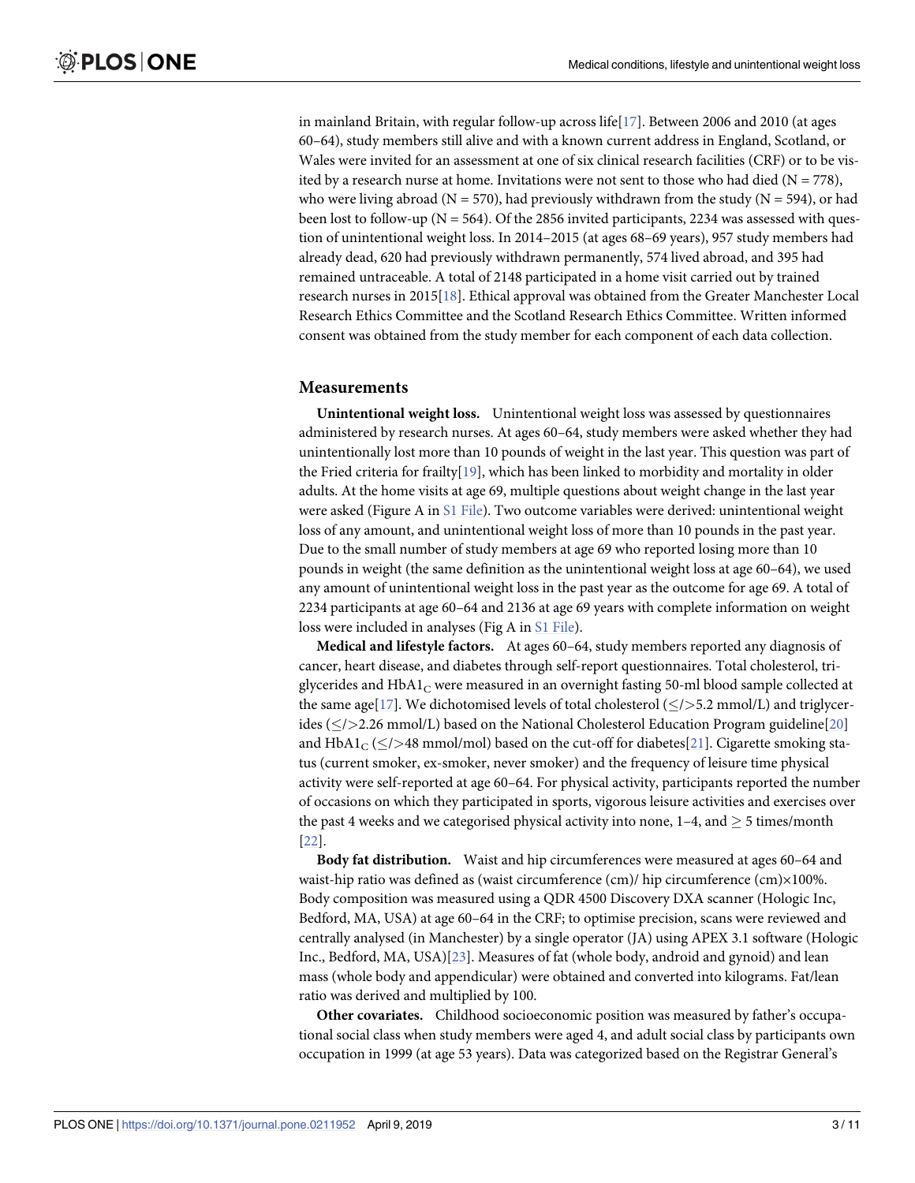in mainland Britain, with regular follow-up across life[17]. Between 2006 and 2010 (at ages 60–64), study members still alive and with a known current address in England, Scotland, or Wales were invited for an assessment at one of six clinical research facilities (CRF) or to be visited by a research nurse at home. Invitations were not sent to those who had died (N = 778), who were living abroad (N = 570), had previously withdrawn from the study (N = 594), or had been lost to follow-up (N = 564). Of the 2856 invited participants, 2234 was assessed with question of unintentional weight loss. In 2014–2015 (at ages 68–69 years), 957 study members had already dead, 620 had previously withdrawn permanently, 574 lived abroad, and 395 had remained untraceable. A total of 2148 participated in a home visit carried out by trained research nurses in 2015[18]. Ethical approval was obtained from the Greater Manchester Local Research Ethics Committee and the Scotland Research Ethics Committee. Written informed consent was obtained from the study member for each component of each data collection.

## Measurements

**Unintentional weight loss.** Unintentional weight loss was assessed by questionnaires administered by research nurses. At ages 60–64, study members were asked whether they had unintentionally lost more than 10 pounds of weight in the last year. This question was part of the Fried criteria for frailty[19], which has been linked to morbidity and mortality in older adults. At the home visits at age 69, multiple questions about weight change in the last year were asked (Figure A in S1 File). Two outcome variables were derived: unintentional weight loss of any amount, and unintentional weight loss of more than 10 pounds in the past year. Due to the small number of study members at age 69 who reported losing more than 10 pounds in weight (the same definition as the unintentional weight loss at age 60–64), we used any amount of unintentional weight loss in the past year as the outcome for age 69. A total of 2234 participants at age 60–64 and 2136 at age 69 years with complete information on weight loss were included in analyses (Fig A in S1 File).

**Medical and lifestyle factors.** At ages 60–64, study members reported any diagnosis of cancer, heart disease, and diabetes through self-report questionnaires. Total cholesterol, triglycerides and $HbA1_C$ were measured in an overnight fasting 50-ml blood sample collected at the same age[17]. We dichotomised levels of total cholesterol ($\leq$/>5.2 mmol/L) and triglycerides ($\leq$/>2.26 mmol/L) based on the National Cholesterol Education Program guideline[20] and $HbA1_C$ ($\leq$/>48 mmol/mol) based on the cut-off for diabetes[21]. Cigarette smoking status (current smoker, ex-smoker, never smoker) and the frequency of leisure time physical activity were self-reported at age 60–64. For physical activity, participants reported the number of occasions on which they participated in sports, vigorous leisure activities and exercises over the past 4 weeks and we categorised physical activity into none, 1–4, and $\geq$ 5 times/month [22].

**Body fat distribution.** Waist and hip circumferences were measured at ages 60–64 and waist-hip ratio was defined as (waist circumference (cm)/ hip circumference (cm)$\times$100%. Body composition was measured using a QDR 4500 Discovery DXA scanner (Hologic Inc, Bedford, MA, USA) at age 60–64 in the CRF; to optimise precision, scans were reviewed and centrally analysed (in Manchester) by a single operator (JA) using APEX 3.1 software (Hologic Inc., Bedford, MA, USA)[23]. Measures of fat (whole body, android and gynoid) and lean mass (whole body and appendicular) were obtained and converted into kilograms. Fat/lean ratio was derived and multiplied by 100.

**Other covariates.** Childhood socioeconomic position was measured by father's occupational social class when study members were aged 4, and adult social class by participants own occupation in 1999 (at age 53 years). Data was categorized based on the Registrar General's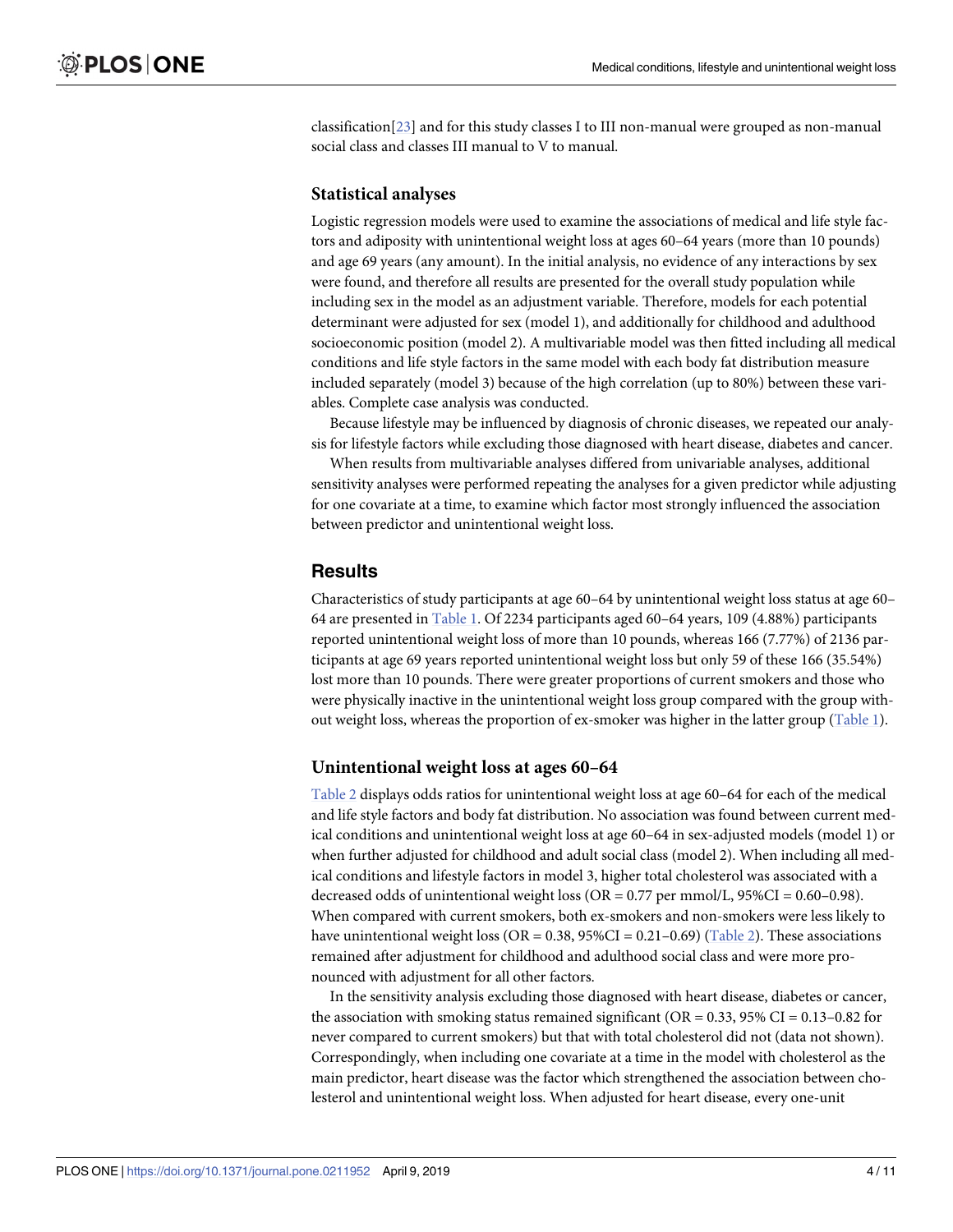classification[23] and for this study classes I to III non-manual were grouped as non-manual social class and classes III manual to V to manual.

### Statistical analyses

Logistic regression models were used to examine the associations of medical and life style factors and adiposity with unintentional weight loss at ages 60–64 years (more than 10 pounds) and age 69 years (any amount). In the initial analysis, no evidence of any interactions by sex were found, and therefore all results are presented for the overall study population while including sex in the model as an adjustment variable. Therefore, models for each potential determinant were adjusted for sex (model 1), and additionally for childhood and adulthood socioeconomic position (model 2). A multivariable model was then fitted including all medical conditions and life style factors in the same model with each body fat distribution measure included separately (model 3) because of the high correlation (up to 80%) between these variables. Complete case analysis was conducted.

Because lifestyle may be influenced by diagnosis of chronic diseases, we repeated our analysis for lifestyle factors while excluding those diagnosed with heart disease, diabetes and cancer.

When results from multivariable analyses differed from univariable analyses, additional sensitivity analyses were performed repeating the analyses for a given predictor while adjusting for one covariate at a time, to examine which factor most strongly influenced the association between predictor and unintentional weight loss.

## Results

Characteristics of study participants at age 60–64 by unintentional weight loss status at age 60–64 are presented in Table 1. Of 2234 participants aged 60–64 years, 109 (4.88%) participants reported unintentional weight loss of more than 10 pounds, whereas 166 (7.77%) of 2136 participants at age 69 years reported unintentional weight loss but only 59 of these 166 (35.54%) lost more than 10 pounds. There were greater proportions of current smokers and those who were physically inactive in the unintentional weight loss group compared with the group without weight loss, whereas the proportion of ex-smoker was higher in the latter group (Table 1).

### Unintentional weight loss at ages 60–64

Table 2 displays odds ratios for unintentional weight loss at age 60–64 for each of the medical and life style factors and body fat distribution. No association was found between current medical conditions and unintentional weight loss at age 60–64 in sex-adjusted models (model 1) or when further adjusted for childhood and adult social class (model 2). When including all medical conditions and lifestyle factors in model 3, higher total cholesterol was associated with a decreased odds of unintentional weight loss (OR = 0.77 per mmol/L, 95%CI = 0.60–0.98). When compared with current smokers, both ex-smokers and non-smokers were less likely to have unintentional weight loss (OR = 0.38, 95%CI = 0.21–0.69) (Table 2). These associations remained after adjustment for childhood and adulthood social class and were more pronounced with adjustment for all other factors.

In the sensitivity analysis excluding those diagnosed with heart disease, diabetes or cancer, the association with smoking status remained significant (OR = 0.33, 95% CI = 0.13–0.82 for never compared to current smokers) but that with total cholesterol did not (data not shown). Correspondingly, when including one covariate at a time in the model with cholesterol as the main predictor, heart disease was the factor which strengthened the association between cholesterol and unintentional weight loss. When adjusted for heart disease, every one-unit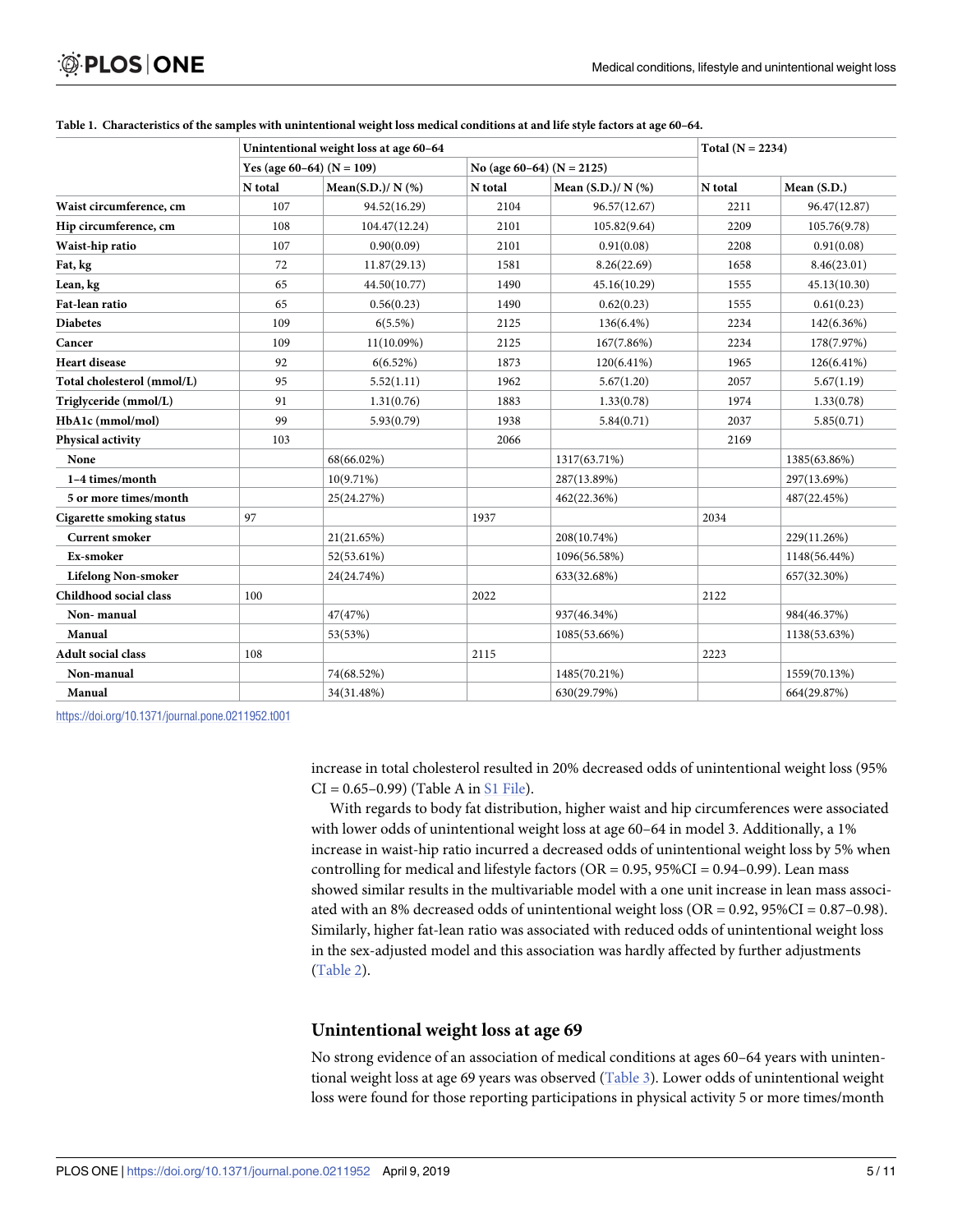**Table 1. Characteristics of the samples with unintentional weight loss medical conditions at and life style factors at age 60–64.**

| | Unintentional weight loss at age 60–64 | | | | Total (N = 2234) | |
|---|---|---|---|---|---|---|
| | Yes (age 60–64) (N = 109) | | No (age 60–64) (N = 2125) | | | |
| | N total | Mean(S.D.)/ N (%) | N total | Mean (S.D.)/ N (%) | N total | Mean (S.D.) |
| **Waist circumference, cm** | 107 | 94.52(16.29) | 2104 | 96.57(12.67) | 2211 | 96.47(12.87) |
| **Hip circumference, cm** | 108 | 104.47(12.24) | 2101 | 105.82(9.64) | 2209 | 105.76(9.78) |
| **Waist-hip ratio** | 107 | 0.90(0.09) | 2101 | 0.91(0.08) | 2208 | 0.91(0.08) |
| **Fat, kg** | 72 | 11.87(29.13) | 1581 | 8.26(22.69) | 1658 | 8.46(23.01) |
| **Lean, kg** | 65 | 44.50(10.77) | 1490 | 45.16(10.29) | 1555 | 45.13(10.30) |
| **Fat-lean ratio** | 65 | 0.56(0.23) | 1490 | 0.62(0.23) | 1555 | 0.61(0.23) |
| **Diabetes** | 109 | 6(5.5%) | 2125 | 136(6.4%) | 2234 | 142(6.36%) |
| **Cancer** | 109 | 11(10.09%) | 2125 | 167(7.86%) | 2234 | 178(7.97%) |
| **Heart disease** | 92 | 6(6.52%) | 1873 | 120(6.41%) | 1965 | 126(6.41%) |
| **Total cholesterol (mmol/L)** | 95 | 5.52(1.11) | 1962 | 5.67(1.20) | 2057 | 5.67(1.19) |
| **Triglyceride (mmol/L)** | 91 | 1.31(0.76) | 1883 | 1.33(0.78) | 1974 | 1.33(0.78) |
| **HbA1c (mmol/mol)** | 99 | 5.93(0.79) | 1938 | 5.84(0.71) | 2037 | 5.85(0.71) |
| **Physical activity** | 103 | | 2066 | | 2169 | |
| **None** | | 68(66.02%) | | 1317(63.71%) | | 1385(63.86%) |
| **1–4 times/month** | | 10(9.71%) | | 287(13.89%) | | 297(13.69%) |
| **5 or more times/month** | | 25(24.27%) | | 462(22.36%) | | 487(22.45%) |
| **Cigarette smoking status** | 97 | | 1937 | | 2034 | |
| **Current smoker** | | 21(21.65%) | | 208(10.74%) | | 229(11.26%) |
| **Ex-smoker** | | 52(53.61%) | | 1096(56.58%) | | 1148(56.44%) |
| **Lifelong Non-smoker** | | 24(24.74%) | | 633(32.68%) | | 657(32.30%) |
| **Childhood social class** | 100 | | 2022 | | 2122 | |
| **Non- manual** | | 47(47%) | | 937(46.34%) | | 984(46.37%) |
| **Manual** | | 53(53%) | | 1085(53.66%) | | 1138(53.63%) |
| **Adult social class** | 108 | | 2115 | | 2223 | |
| **Non-manual** | | 74(68.52%) | | 1485(70.21%) | | 1559(70.13%) |
| **Manual** | | 34(31.48%) | | 630(29.79%) | | 664(29.87%) |

https://doi.org/10.1371/journal.pone.0211952.t001

increase in total cholesterol resulted in 20% decreased odds of unintentional weight loss (95% CI = 0.65–0.99) (Table A in S1 File).

With regards to body fat distribution, higher waist and hip circumferences were associated with lower odds of unintentional weight loss at age 60–64 in model 3. Additionally, a 1% increase in waist-hip ratio incurred a decreased odds of unintentional weight loss by 5% when controlling for medical and lifestyle factors (OR = 0.95, 95%CI = 0.94–0.99). Lean mass showed similar results in the multivariable model with a one unit increase in lean mass associated with an 8% decreased odds of unintentional weight loss (OR = 0.92, 95%CI = 0.87–0.98). Similarly, higher fat-lean ratio was associated with reduced odds of unintentional weight loss in the sex-adjusted model and this association was hardly affected by further adjustments (Table 2).

## Unintentional weight loss at age 69

No strong evidence of an association of medical conditions at ages 60–64 years with unintentional weight loss at age 69 years was observed (Table 3). Lower odds of unintentional weight loss were found for those reporting participations in physical activity 5 or more times/month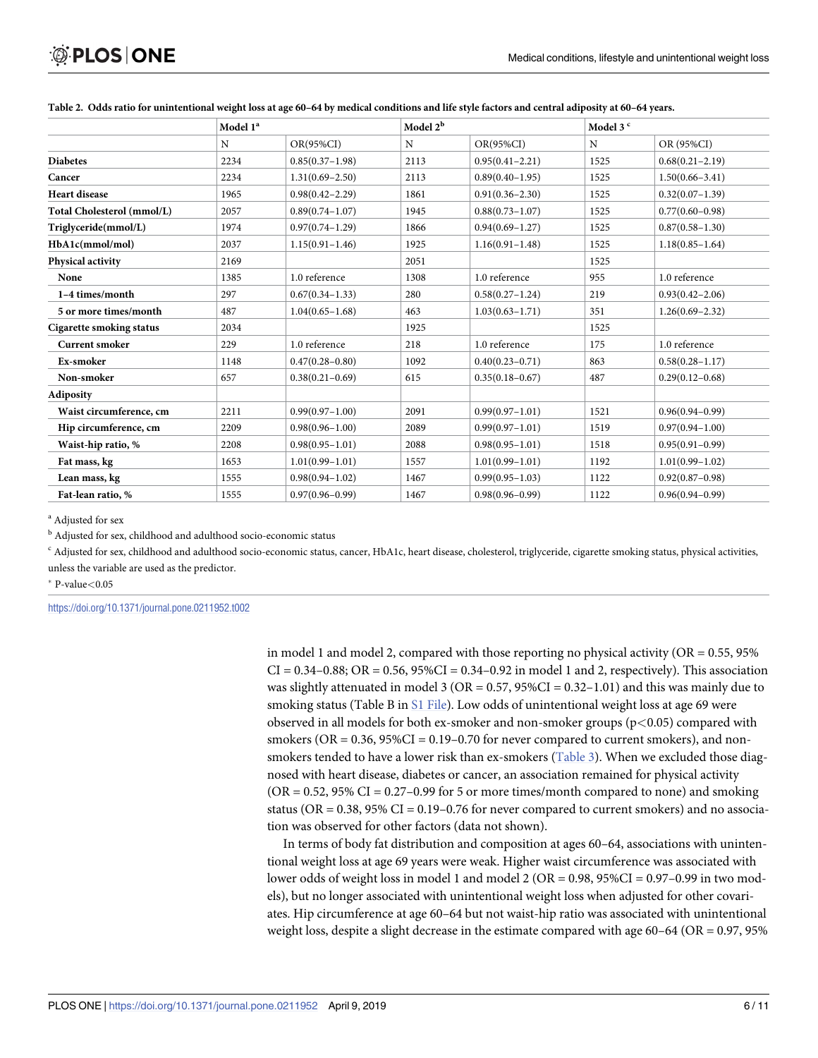**Table 2. Odds ratio for unintentional weight loss at age 60–64 by medical conditions and life style factors and central adiposity at 60–64 years.**

| | Model 1[a] | | Model 2[b] | | Model 3[c] | |
|---|---|---|---|---|---|---|
| | N | OR(95%CI) | N | OR(95%CI) | N | OR (95%CI) |
| **Diabetes** | 2234 | 0.85(0.37–1.98) | 2113 | 0.95(0.41–2.21) | 1525 | 0.68(0.21–2.19) |
| **Cancer** | 2234 | 1.31(0.69–2.50) | 2113 | 0.89(0.40–1.95) | 1525 | 1.50(0.66–3.41) |
| **Heart disease** | 1965 | 0.98(0.42–2.29) | 1861 | 0.91(0.36–2.30) | 1525 | 0.32(0.07–1.39) |
| **Total Cholesterol (mmol/L)** | 2057 | 0.89(0.74–1.07) | 1945 | 0.88(0.73–1.07) | 1525 | 0.77(0.60–0.98) |
| **Triglyceride(mmol/L)** | 1974 | 0.97(0.74–1.29) | 1866 | 0.94(0.69–1.27) | 1525 | 0.87(0.58–1.30) |
| **HbA1c(mmol/mol)** | 2037 | 1.15(0.91–1.46) | 1925 | 1.16(0.91–1.48) | 1525 | 1.18(0.85–1.64) |
| **Physical activity** | 2169 | | 2051 | | 1525 | |
| **None** | 1385 | 1.0 reference | 1308 | 1.0 reference | 955 | 1.0 reference |
| **1–4 times/month** | 297 | 0.67(0.34–1.33) | 280 | 0.58(0.27–1.24) | 219 | 0.93(0.42–2.06) |
| **5 or more times/month** | 487 | 1.04(0.65–1.68) | 463 | 1.03(0.63–1.71) | 351 | 1.26(0.69–2.32) |
| **Cigarette smoking status** | 2034 | | 1925 | | 1525 | |
| **Current smoker** | 229 | 1.0 reference | 218 | 1.0 reference | 175 | 1.0 reference |
| **Ex-smoker** | 1148 | 0.47(0.28–0.80) | 1092 | 0.40(0.23–0.71) | 863 | 0.58(0.28–1.17) |
| **Non-smoker** | 657 | 0.38(0.21–0.69) | 615 | 0.35(0.18–0.67) | 487 | 0.29(0.12–0.68) |
| **Adiposity** | | | | | | |
| **Waist circumference, cm** | 2211 | 0.99(0.97–1.00) | 2091 | 0.99(0.97–1.01) | 1521 | 0.96(0.94–0.99) |
| **Hip circumference, cm** | 2209 | 0.98(0.96–1.00) | 2089 | 0.99(0.97–1.01) | 1519 | 0.97(0.94–1.00) |
| **Waist-hip ratio, %** | 2208 | 0.98(0.95–1.01) | 2088 | 0.98(0.95–1.01) | 1518 | 0.95(0.91–0.99) |
| **Fat mass, kg** | 1653 | 1.01(0.99–1.01) | 1557 | 1.01(0.99–1.01) | 1192 | 1.01(0.99–1.02) |
| **Lean mass, kg** | 1555 | 0.98(0.94–1.02) | 1467 | 0.99(0.95–1.03) | 1122 | 0.92(0.87–0.98) |
| **Fat-lean ratio, %** | 1555 | 0.97(0.96–0.99) | 1467 | 0.98(0.96–0.99) | 1122 | 0.96(0.94–0.99) |

[a] Adjusted for sex

[b] Adjusted for sex, childhood and adulthood socio-economic status

[c] Adjusted for sex, childhood and adulthood socio-economic status, cancer, HbA1c, heart disease, cholesterol, triglyceride, cigarette smoking status, physical activities, unless the variable are used as the predictor.

[*] P-value<0.05

https://doi.org/10.1371/journal.pone.0211952.t002

in model 1 and model 2, compared with those reporting no physical activity (OR = 0.55, 95% CI = 0.34–0.88; OR = 0.56, 95%CI = 0.34–0.92 in model 1 and 2, respectively). This association was slightly attenuated in model 3 (OR = 0.57, 95%CI = 0.32–1.01) and this was mainly due to smoking status (Table B in S1 File). Low odds of unintentional weight loss at age 69 were observed in all models for both ex-smoker and non-smoker groups ($p<0.05$) compared with smokers (OR = 0.36, 95%CI = 0.19–0.70 for never compared to current smokers), and non-smokers tended to have a lower risk than ex-smokers (Table 3). When we excluded those diagnosed with heart disease, diabetes or cancer, an association remained for physical activity (OR = 0.52, 95% CI = 0.27–0.99 for 5 or more times/month compared to none) and smoking status (OR = 0.38, 95% CI = 0.19–0.76 for never compared to current smokers) and no association was observed for other factors (data not shown).

In terms of body fat distribution and composition at ages 60–64, associations with unintentional weight loss at age 69 years were weak. Higher waist circumference was associated with lower odds of weight loss in model 1 and model 2 (OR = 0.98, 95%CI = 0.97–0.99 in two models), but no longer associated with unintentional weight loss when adjusted for other covariates. Hip circumference at age 60–64 but not waist-hip ratio was associated with unintentional weight loss, despite a slight decrease in the estimate compared with age 60–64 (OR = 0.97, 95%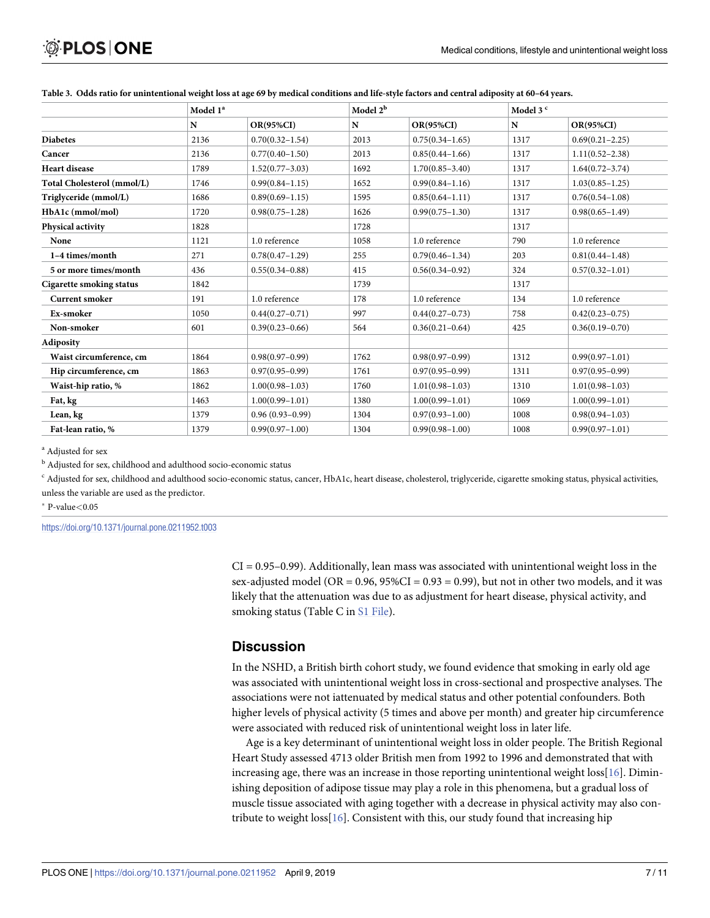**Table 3. Odds ratio for unintentional weight loss at age 69 by medical conditions and life-style factors and central adiposity at 60–64 years.**

| | Model 1[a] | | Model 2[b] | | Model 3[c] | |
|---|---|---|---|---|---|---|
| | N | OR(95%CI) | N | OR(95%CI) | N | OR(95%CI) |
| **Diabetes** | 2136 | 0.70(0.32–1.54) | 2013 | 0.75(0.34–1.65) | 1317 | 0.69(0.21–2.25) |
| **Cancer** | 2136 | 0.77(0.40–1.50) | 2013 | 0.85(0.44–1.66) | 1317 | 1.11(0.52–2.38) |
| **Heart disease** | 1789 | 1.52(0.77–3.03) | 1692 | 1.70(0.85–3.40) | 1317 | 1.64(0.72–3.74) |
| **Total Cholesterol (mmol/L)** | 1746 | 0.99(0.84–1.15) | 1652 | 0.99(0.84–1.16) | 1317 | 1.03(0.85–1.25) |
| **Triglyceride (mmol/L)** | 1686 | 0.89(0.69–1.15) | 1595 | 0.85(0.64–1.11) | 1317 | 0.76(0.54–1.08) |
| **HbA1c (mmol/mol)** | 1720 | 0.98(0.75–1.28) | 1626 | 0.99(0.75–1.30) | 1317 | 0.98(0.65–1.49) |
| **Physical activity** | 1828 | | 1728 | | 1317 | |
| **None** | 1121 | 1.0 reference | 1058 | 1.0 reference | 790 | 1.0 reference |
| **1–4 times/month** | 271 | 0.78(0.47–1.29) | 255 | 0.79(0.46–1.34) | 203 | 0.81(0.44–1.48) |
| **5 or more times/month** | 436 | 0.55(0.34–0.88) | 415 | 0.56(0.34–0.92) | 324 | 0.57(0.32–1.01) |
| **Cigarette smoking status** | 1842 | | 1739 | | 1317 | |
| **Current smoker** | 191 | 1.0 reference | 178 | 1.0 reference | 134 | 1.0 reference |
| **Ex-smoker** | 1050 | 0.44(0.27–0.71) | 997 | 0.44(0.27–0.73) | 758 | 0.42(0.23–0.75) |
| **Non-smoker** | 601 | 0.39(0.23–0.66) | 564 | 0.36(0.21–0.64) | 425 | 0.36(0.19–0.70) |
| **Adiposity** | | | | | | |
| **Waist circumference, cm** | 1864 | 0.98(0.97–0.99) | 1762 | 0.98(0.97–0.99) | 1312 | 0.99(0.97–1.01) |
| **Hip circumference, cm** | 1863 | 0.97(0.95–0.99) | 1761 | 0.97(0.95–0.99) | 1311 | 0.97(0.95–0.99) |
| **Waist-hip ratio, %** | 1862 | 1.00(0.98–1.03) | 1760 | 1.01(0.98–1.03) | 1310 | 1.01(0.98–1.03) |
| **Fat, kg** | 1463 | 1.00(0.99–1.01) | 1380 | 1.00(0.99–1.01) | 1069 | 1.00(0.99–1.01) |
| **Lean, kg** | 1379 | 0.96 (0.93–0.99) | 1304 | 0.97(0.93–1.00) | 1008 | 0.98(0.94–1.03) |
| **Fat-lean ratio, %** | 1379 | 0.99(0.97–1.00) | 1304 | 0.99(0.98–1.00) | 1008 | 0.99(0.97–1.01) |

[a] Adjusted for sex

[b] Adjusted for sex, childhood and adulthood socio-economic status

[c] Adjusted for sex, childhood and adulthood socio-economic status, cancer, HbA1c, heart disease, cholesterol, triglyceride, cigarette smoking status, physical activities, unless the variable are used as the predictor.

* P-value<0.05

https://doi.org/10.1371/journal.pone.0211952.t003

CI = 0.95–0.99). Additionally, lean mass was associated with unintentional weight loss in the sex-adjusted model (OR = 0.96, 95%CI = 0.93 = 0.99), but not in other two models, and it was likely that the attenuation was due to as adjustment for heart disease, physical activity, and smoking status (Table C in S1 File).

## Discussion

In the NSHD, a British birth cohort study, we found evidence that smoking in early old age was associated with unintentional weight loss in cross-sectional and prospective analyses. The associations were not iattenuated by medical status and other potential confounders. Both higher levels of physical activity (5 times and above per month) and greater hip circumference were associated with reduced risk of unintentional weight loss in later life.

Age is a key determinant of unintentional weight loss in older people. The British Regional Heart Study assessed 4713 older British men from 1992 to 1996 and demonstrated that with increasing age, there was an increase in those reporting unintentional weight loss[16]. Diminishing deposition of adipose tissue may play a role in this phenomena, but a gradual loss of muscle tissue associated with aging together with a decrease in physical activity may also contribute to weight loss[16]. Consistent with this, our study found that increasing hip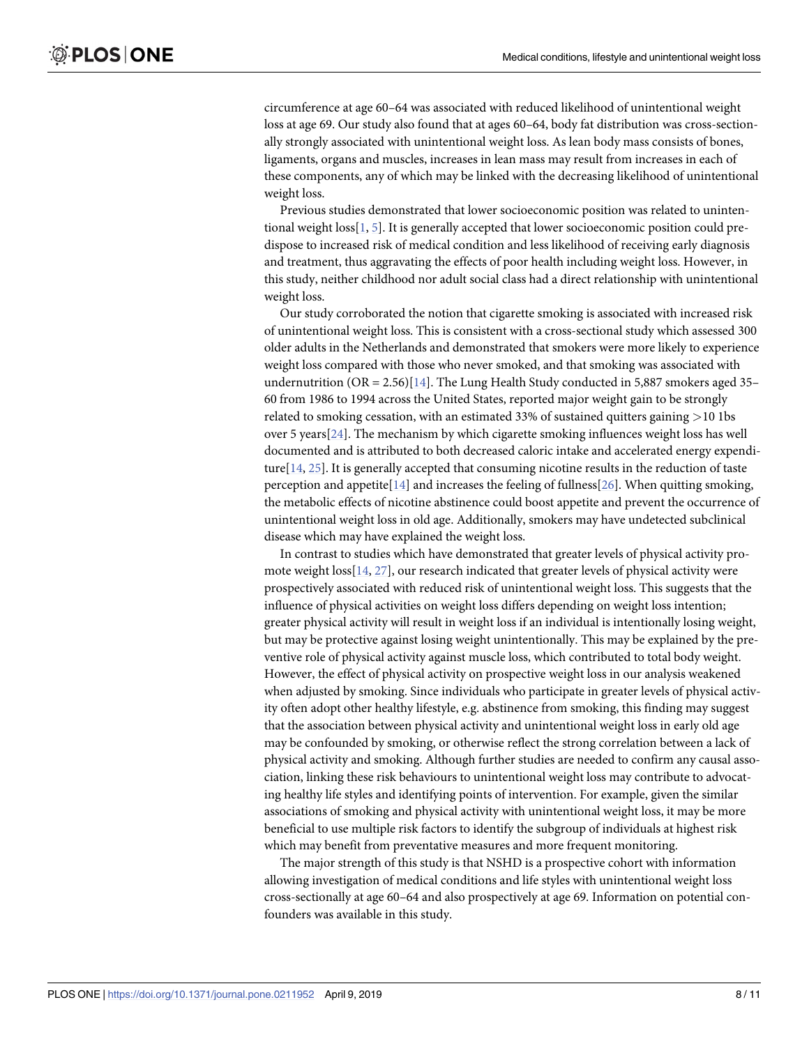circumference at age 60–64 was associated with reduced likelihood of unintentional weight loss at age 69. Our study also found that at ages 60–64, body fat distribution was cross-sectionally strongly associated with unintentional weight loss. As lean body mass consists of bones, ligaments, organs and muscles, increases in lean mass may result from increases in each of these components, any of which may be linked with the decreasing likelihood of unintentional weight loss.

Previous studies demonstrated that lower socioeconomic position was related to unintentional weight loss[1, 5]. It is generally accepted that lower socioeconomic position could predispose to increased risk of medical condition and less likelihood of receiving early diagnosis and treatment, thus aggravating the effects of poor health including weight loss. However, in this study, neither childhood nor adult social class had a direct relationship with unintentional weight loss.

Our study corroborated the notion that cigarette smoking is associated with increased risk of unintentional weight loss. This is consistent with a cross-sectional study which assessed 300 older adults in the Netherlands and demonstrated that smokers were more likely to experience weight loss compared with those who never smoked, and that smoking was associated with undernutrition (OR = 2.56)[14]. The Lung Health Study conducted in 5,887 smokers aged 35–60 from 1986 to 1994 across the United States, reported major weight gain to be strongly related to smoking cessation, with an estimated 33% of sustained quitters gaining >10 1bs over 5 years[24]. The mechanism by which cigarette smoking influences weight loss has well documented and is attributed to both decreased caloric intake and accelerated energy expenditure[14, 25]. It is generally accepted that consuming nicotine results in the reduction of taste perception and appetite[14] and increases the feeling of fullness[26]. When quitting smoking, the metabolic effects of nicotine abstinence could boost appetite and prevent the occurrence of unintentional weight loss in old age. Additionally, smokers may have undetected subclinical disease which may have explained the weight loss.

In contrast to studies which have demonstrated that greater levels of physical activity promote weight loss[14, 27], our research indicated that greater levels of physical activity were prospectively associated with reduced risk of unintentional weight loss. This suggests that the influence of physical activities on weight loss differs depending on weight loss intention; greater physical activity will result in weight loss if an individual is intentionally losing weight, but may be protective against losing weight unintentionally. This may be explained by the preventive role of physical activity against muscle loss, which contributed to total body weight. However, the effect of physical activity on prospective weight loss in our analysis weakened when adjusted by smoking. Since individuals who participate in greater levels of physical activity often adopt other healthy lifestyle, e.g. abstinence from smoking, this finding may suggest that the association between physical activity and unintentional weight loss in early old age may be confounded by smoking, or otherwise reflect the strong correlation between a lack of physical activity and smoking. Although further studies are needed to confirm any causal association, linking these risk behaviours to unintentional weight loss may contribute to advocating healthy life styles and identifying points of intervention. For example, given the similar associations of smoking and physical activity with unintentional weight loss, it may be more beneficial to use multiple risk factors to identify the subgroup of individuals at highest risk which may benefit from preventative measures and more frequent monitoring.

The major strength of this study is that NSHD is a prospective cohort with information allowing investigation of medical conditions and life styles with unintentional weight loss cross-sectionally at age 60–64 and also prospectively at age 69. Information on potential confounders was available in this study.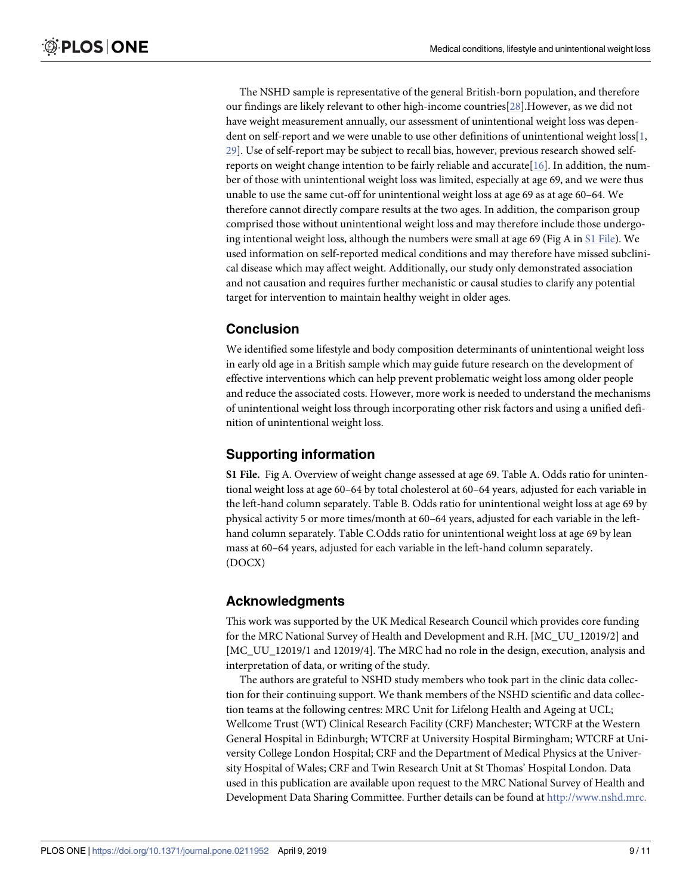The NSHD sample is representative of the general British-born population, and therefore our findings are likely relevant to other high-income countries[28].However, as we did not have weight measurement annually, our assessment of unintentional weight loss was dependent on self-report and we were unable to use other definitions of unintentional weight loss[1, 29]. Use of self-report may be subject to recall bias, however, previous research showed self-reports on weight change intention to be fairly reliable and accurate[16]. In addition, the number of those with unintentional weight loss was limited, especially at age 69, and we were thus unable to use the same cut-off for unintentional weight loss at age 69 as at age 60–64. We therefore cannot directly compare results at the two ages. In addition, the comparison group comprised those without unintentional weight loss and may therefore include those undergoing intentional weight loss, although the numbers were small at age 69 (Fig A in S1 File). We used information on self-reported medical conditions and may therefore have missed subclinical disease which may affect weight. Additionally, our study only demonstrated association and not causation and requires further mechanistic or causal studies to clarify any potential target for intervention to maintain healthy weight in older ages.

## Conclusion

We identified some lifestyle and body composition determinants of unintentional weight loss in early old age in a British sample which may guide future research on the development of effective interventions which can help prevent problematic weight loss among older people and reduce the associated costs. However, more work is needed to understand the mechanisms of unintentional weight loss through incorporating other risk factors and using a unified definition of unintentional weight loss.

## Supporting information

**S1 File.** Fig A. Overview of weight change assessed at age 69. Table A. Odds ratio for unintentional weight loss at age 60–64 by total cholesterol at 60–64 years, adjusted for each variable in the left-hand column separately. Table B. Odds ratio for unintentional weight loss at age 69 by physical activity 5 or more times/month at 60–64 years, adjusted for each variable in the left-hand column separately. Table C.Odds ratio for unintentional weight loss at age 69 by lean mass at 60–64 years, adjusted for each variable in the left-hand column separately.
(DOCX)

## Acknowledgments

This work was supported by the UK Medical Research Council which provides core funding for the MRC National Survey of Health and Development and R.H. [MC_UU_12019/2] and [MC_UU_12019/1 and 12019/4]. The MRC had no role in the design, execution, analysis and interpretation of data, or writing of the study.

The authors are grateful to NSHD study members who took part in the clinic data collection for their continuing support. We thank members of the NSHD scientific and data collection teams at the following centres: MRC Unit for Lifelong Health and Ageing at UCL; Wellcome Trust (WT) Clinical Research Facility (CRF) Manchester; WTCRF at the Western General Hospital in Edinburgh; WTCRF at University Hospital Birmingham; WTCRF at University College London Hospital; CRF and the Department of Medical Physics at the University Hospital of Wales; CRF and Twin Research Unit at St Thomas' Hospital London. Data used in this publication are available upon request to the MRC National Survey of Health and Development Data Sharing Committee. Further details can be found at http://www.nshd.mrc.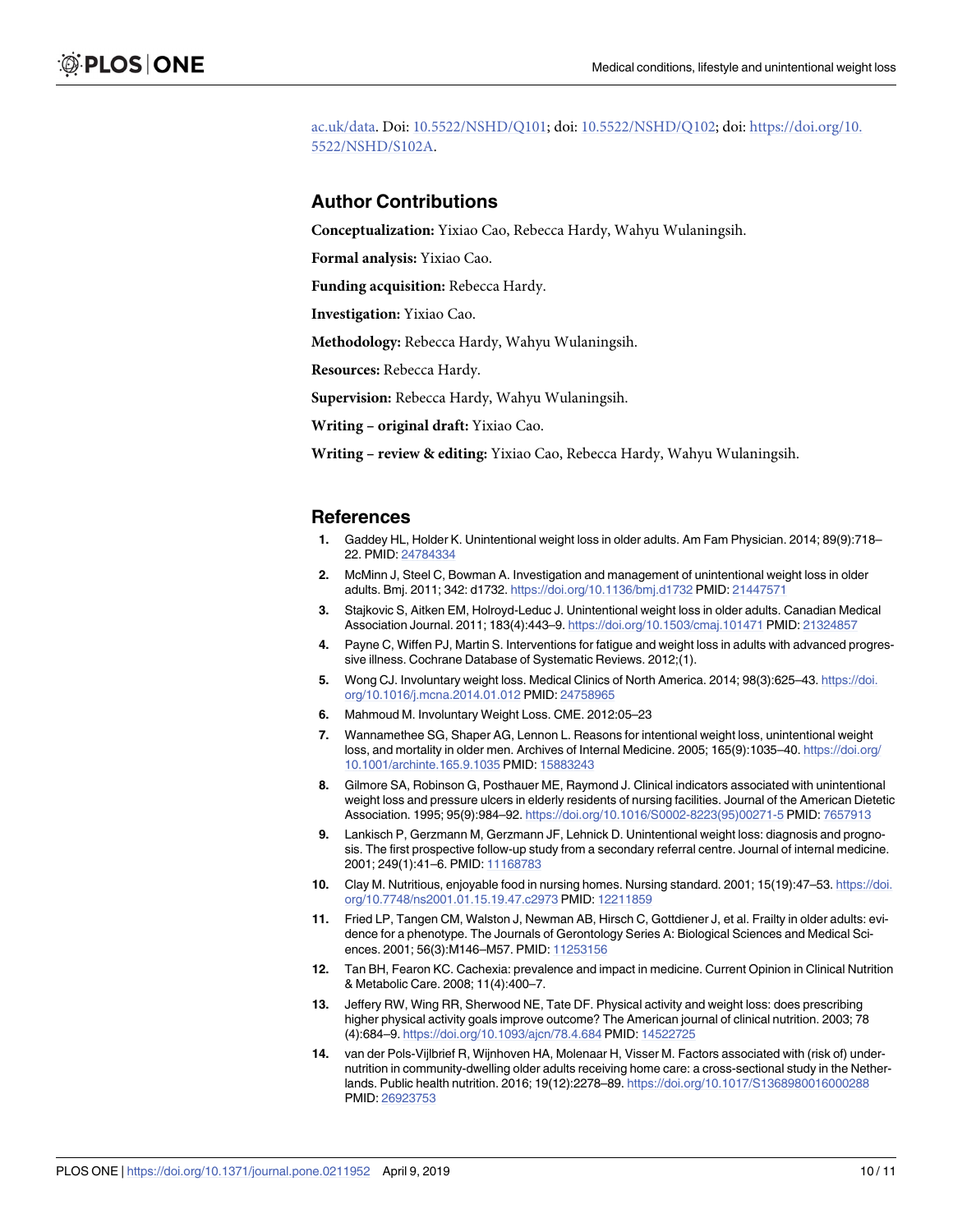ac.uk/data. Doi: 10.5522/NSHD/Q101; doi: 10.5522/NSHD/Q102; doi: https://doi.org/10.5522/NSHD/S102A.

## Author Contributions

**Conceptualization:** Yixiao Cao, Rebecca Hardy, Wahyu Wulaningsih.

**Formal analysis:** Yixiao Cao.

**Funding acquisition:** Rebecca Hardy.

**Investigation:** Yixiao Cao.

**Methodology:** Rebecca Hardy, Wahyu Wulaningsih.

**Resources:** Rebecca Hardy.

**Supervision:** Rebecca Hardy, Wahyu Wulaningsih.

**Writing – original draft:** Yixiao Cao.

**Writing – review & editing:** Yixiao Cao, Rebecca Hardy, Wahyu Wulaningsih.

## References

1. Gaddey HL, Holder K. Unintentional weight loss in older adults. Am Fam Physician. 2014; 89(9):718–22. PMID: 24784334
2. McMinn J, Steel C, Bowman A. Investigation and management of unintentional weight loss in older adults. Bmj. 2011; 342: d1732. https://doi.org/10.1136/bmj.d1732 PMID: 21447571
3. Stajkovic S, Aitken EM, Holroyd-Leduc J. Unintentional weight loss in older adults. Canadian Medical Association Journal. 2011; 183(4):443–9. https://doi.org/10.1503/cmaj.101471 PMID: 21324857
4. Payne C, Wiffen PJ, Martin S. Interventions for fatigue and weight loss in adults with advanced progressive illness. Cochrane Database of Systematic Reviews. 2012;(1).
5. Wong CJ. Involuntary weight loss. Medical Clinics of North America. 2014; 98(3):625–43. https://doi.org/10.1016/j.mcna.2014.01.012 PMID: 24758965
6. Mahmoud M. Involuntary Weight Loss. CME. 2012:05–23
7. Wannamethee SG, Shaper AG, Lennon L. Reasons for intentional weight loss, unintentional weight loss, and mortality in older men. Archives of Internal Medicine. 2005; 165(9):1035–40. https://doi.org/10.1001/archinte.165.9.1035 PMID: 15883243
8. Gilmore SA, Robinson G, Posthauer ME, Raymond J. Clinical indicators associated with unintentional weight loss and pressure ulcers in elderly residents of nursing facilities. Journal of the American Dietetic Association. 1995; 95(9):984–92. https://doi.org/10.1016/S0002-8223(95)00271-5 PMID: 7657913
9. Lankisch P, Gerzmann M, Gerzmann JF, Lehnick D. Unintentional weight loss: diagnosis and prognosis. The first prospective follow-up study from a secondary referral centre. Journal of internal medicine. 2001; 249(1):41–6. PMID: 11168783
10. Clay M. Nutritious, enjoyable food in nursing homes. Nursing standard. 2001; 15(19):47–53. https://doi.org/10.7748/ns2001.01.15.19.47.c2973 PMID: 12211859
11. Fried LP, Tangen CM, Walston J, Newman AB, Hirsch C, Gottdiener J, et al. Frailty in older adults: evidence for a phenotype. The Journals of Gerontology Series A: Biological Sciences and Medical Sciences. 2001; 56(3):M146–M57. PMID: 11253156
12. Tan BH, Fearon KC. Cachexia: prevalence and impact in medicine. Current Opinion in Clinical Nutrition & Metabolic Care. 2008; 11(4):400–7.
13. Jeffery RW, Wing RR, Sherwood NE, Tate DF. Physical activity and weight loss: does prescribing higher physical activity goals improve outcome? The American journal of clinical nutrition. 2003; 78 (4):684–9. https://doi.org/10.1093/ajcn/78.4.684 PMID: 14522725
14. van der Pols-Vijlbrief R, Wijnhoven HA, Molenaar H, Visser M. Factors associated with (risk of) undernutrition in community-dwelling older adults receiving home care: a cross-sectional study in the Netherlands. Public health nutrition. 2016; 19(12):2278–89. https://doi.org/10.1017/S1368980016000288 PMID: 26923753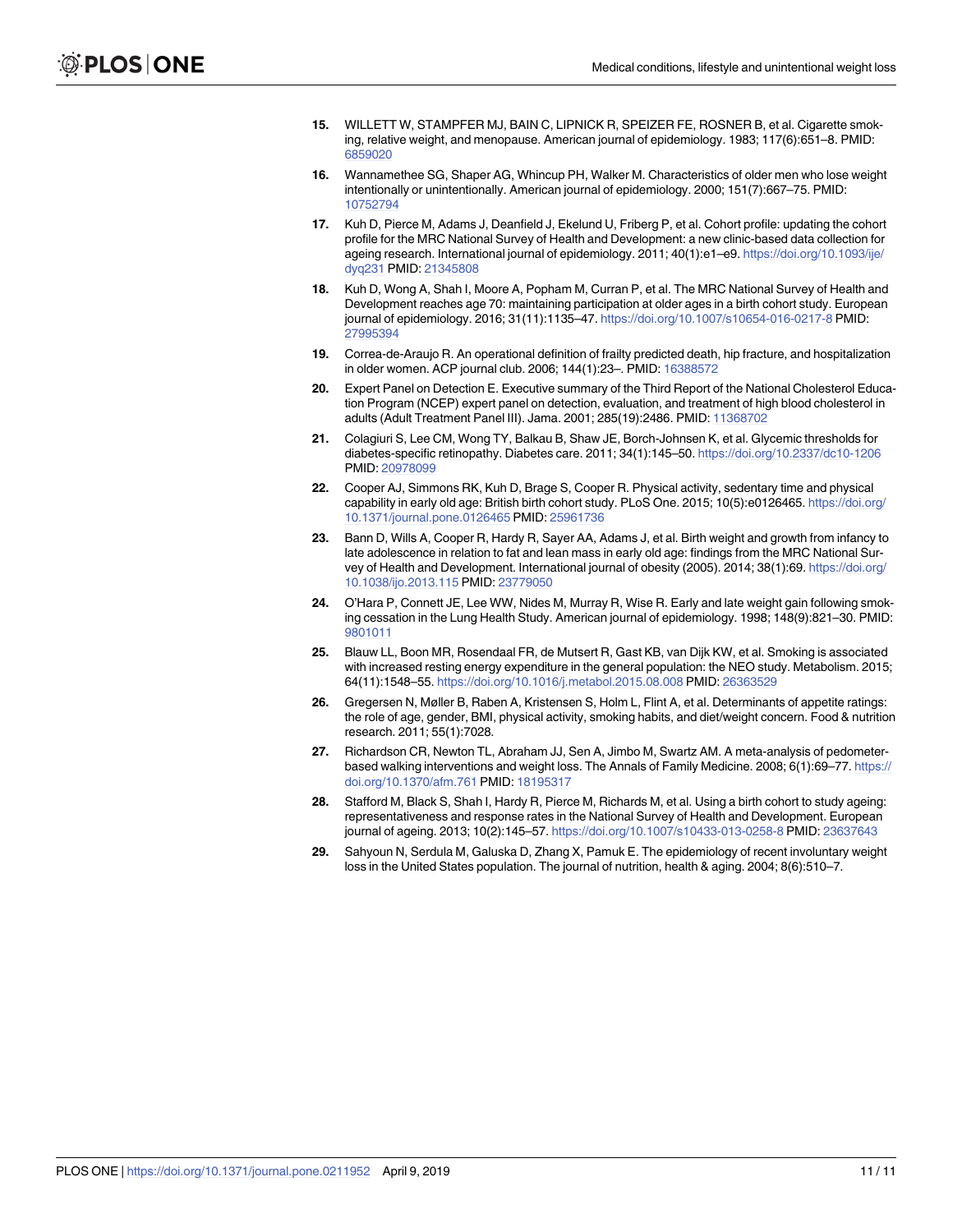15. WILLETT W, STAMPFER MJ, BAIN C, LIPNICK R, SPEIZER FE, ROSNER B, et al. Cigarette smoking, relative weight, and menopause. American journal of epidemiology. 1983; 117(6):651–8. PMID: 6859020

16. Wannamethee SG, Shaper AG, Whincup PH, Walker M. Characteristics of older men who lose weight intentionally or unintentionally. American journal of epidemiology. 2000; 151(7):667–75. PMID: 10752794

17. Kuh D, Pierce M, Adams J, Deanfield J, Ekelund U, Friberg P, et al. Cohort profile: updating the cohort profile for the MRC National Survey of Health and Development: a new clinic-based data collection for ageing research. International journal of epidemiology. 2011; 40(1):e1–e9. https://doi.org/10.1093/ije/dyq231 PMID: 21345808

18. Kuh D, Wong A, Shah I, Moore A, Popham M, Curran P, et al. The MRC National Survey of Health and Development reaches age 70: maintaining participation at older ages in a birth cohort study. European journal of epidemiology. 2016; 31(11):1135–47. https://doi.org/10.1007/s10654-016-0217-8 PMID: 27995394

19. Correa-de-Araujo R. An operational definition of frailty predicted death, hip fracture, and hospitalization in older women. ACP journal club. 2006; 144(1):23–. PMID: 16388572

20. Expert Panel on Detection E. Executive summary of the Third Report of the National Cholesterol Education Program (NCEP) expert panel on detection, evaluation, and treatment of high blood cholesterol in adults (Adult Treatment Panel III). Jama. 2001; 285(19):2486. PMID: 11368702

21. Colagiuri S, Lee CM, Wong TY, Balkau B, Shaw JE, Borch-Johnsen K, et al. Glycemic thresholds for diabetes-specific retinopathy. Diabetes care. 2011; 34(1):145–50. https://doi.org/10.2337/dc10-1206 PMID: 20978099

22. Cooper AJ, Simmons RK, Kuh D, Brage S, Cooper R. Physical activity, sedentary time and physical capability in early old age: British birth cohort study. PLoS One. 2015; 10(5):e0126465. https://doi.org/10.1371/journal.pone.0126465 PMID: 25961736

23. Bann D, Wills A, Cooper R, Hardy R, Sayer AA, Adams J, et al. Birth weight and growth from infancy to late adolescence in relation to fat and lean mass in early old age: findings from the MRC National Survey of Health and Development. International journal of obesity (2005). 2014; 38(1):69. https://doi.org/10.1038/ijo.2013.115 PMID: 23779050

24. O'Hara P, Connett JE, Lee WW, Nides M, Murray R, Wise R. Early and late weight gain following smoking cessation in the Lung Health Study. American journal of epidemiology. 1998; 148(9):821–30. PMID: 9801011

25. Blauw LL, Boon MR, Rosendaal FR, de Mutsert R, Gast KB, van Dijk KW, et al. Smoking is associated with increased resting energy expenditure in the general population: the NEO study. Metabolism. 2015; 64(11):1548–55. https://doi.org/10.1016/j.metabol.2015.08.008 PMID: 26363529

26. Gregersen N, Møller B, Raben A, Kristensen S, Holm L, Flint A, et al. Determinants of appetite ratings: the role of age, gender, BMI, physical activity, smoking habits, and diet/weight concern. Food & nutrition research. 2011; 55(1):7028.

27. Richardson CR, Newton TL, Abraham JJ, Sen A, Jimbo M, Swartz AM. A meta-analysis of pedometer-based walking interventions and weight loss. The Annals of Family Medicine. 2008; 6(1):69–77. https://doi.org/10.1370/afm.761 PMID: 18195317

28. Stafford M, Black S, Shah I, Hardy R, Pierce M, Richards M, et al. Using a birth cohort to study ageing: representativeness and response rates in the National Survey of Health and Development. European journal of ageing. 2013; 10(2):145–57. https://doi.org/10.1007/s10433-013-0258-8 PMID: 23637643

29. Sahyoun N, Serdula M, Galuska D, Zhang X, Pamuk E. The epidemiology of recent involuntary weight loss in the United States population. The journal of nutrition, health & aging. 2004; 8(6):510–7.